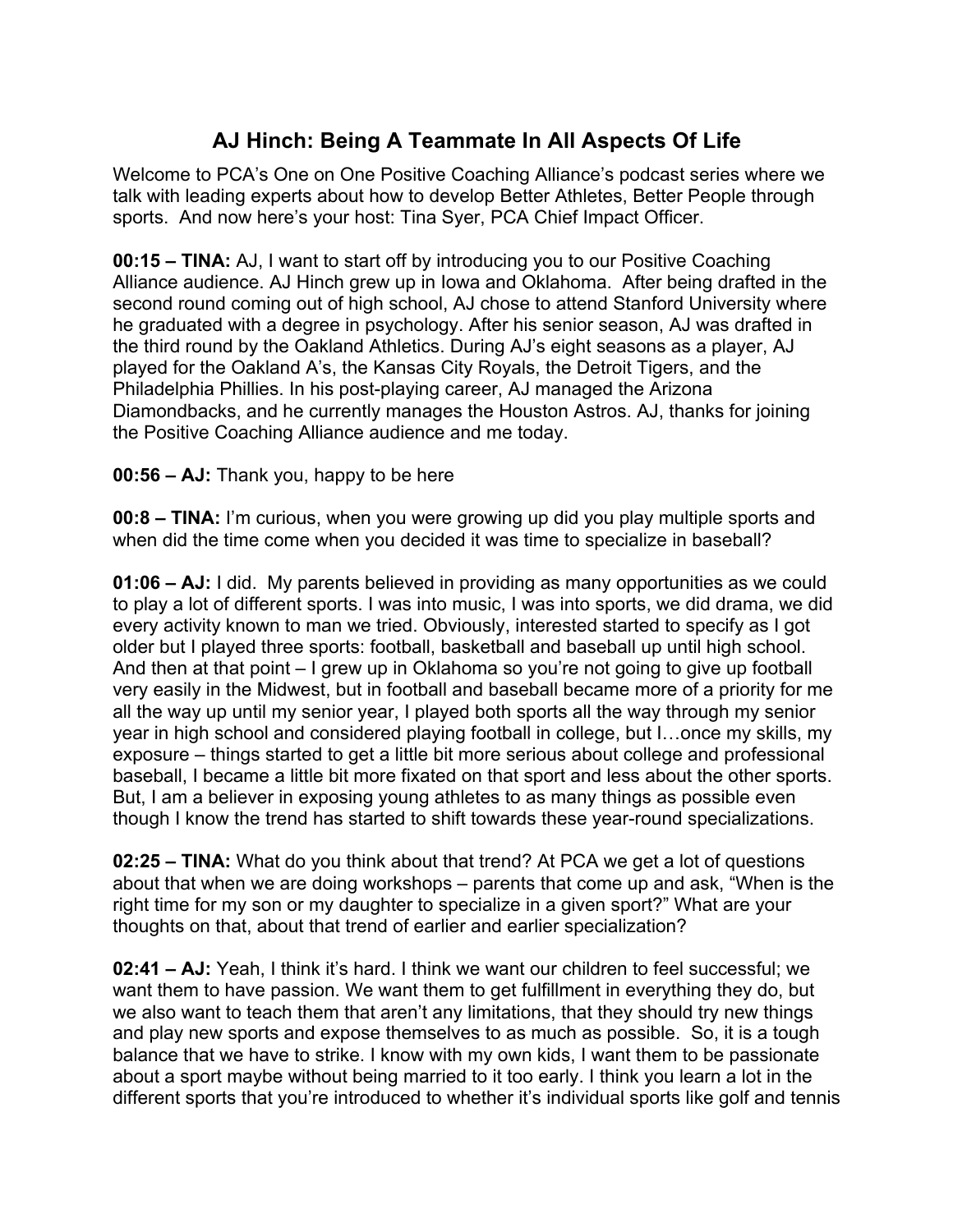# AJ Hinch: Being A Teammate In All Aspects Of Life

Welcome to PCA's One on One Positive Coaching Alliance's podcast series where we talk with leading experts about how to develop Better Athletes, Better People through sports. And now here's your host: Tina Syer, PCA Chief Impact Officer.

**00:15 – TINA:** AJ, I want to start off by introducing you to our Positive Coaching Alliance audience. AJ Hinch grew up in Iowa and Oklahoma. After being drafted in the second round coming out of high school, AJ chose to attend Stanford University where he graduated with a degree in psychology. After his senior season, AJ was drafted in the third round by the Oakland Athletics. During AJ's eight seasons as a player, AJ played for the Oakland A's, the Kansas City Royals, the Detroit Tigers, and the Philadelphia Phillies. In his post-playing career, AJ managed the Arizona Diamondbacks, and he currently manages the Houston Astros. AJ, thanks for joining the Positive Coaching Alliance audience and me today.

**00:56 – AJ:** Thank you, happy to be here

**00:8 – TINA:** I'm curious, when you were growing up did you play multiple sports and when did the time come when you decided it was time to specialize in baseball?

**01:06 – AJ:** I did. My parents believed in providing as many opportunities as we could to play a lot of different sports. I was into music, I was into sports, we did drama, we did every activity known to man we tried. Obviously, interested started to specify as I got older but I played three sports: football, basketball and baseball up until high school. And then at that point – I grew up in Oklahoma so you're not going to give up football very easily in the Midwest, but in football and baseball became more of a priority for me all the way up until my senior year, I played both sports all the way through my senior year in high school and considered playing football in college, but I…once my skills, my exposure – things started to get a little bit more serious about college and professional baseball, I became a little bit more fixated on that sport and less about the other sports. But, I am a believer in exposing young athletes to as many things as possible even though I know the trend has started to shift towards these year-round specializations.

**02:25 – TINA:** What do you think about that trend? At PCA we get a lot of questions about that when we are doing workshops – parents that come up and ask, "When is the right time for my son or my daughter to specialize in a given sport?" What are your thoughts on that, about that trend of earlier and earlier specialization?

**02:41 – AJ:** Yeah, I think it's hard. I think we want our children to feel successful; we want them to have passion. We want them to get fulfillment in everything they do, but we also want to teach them that aren't any limitations, that they should try new things and play new sports and expose themselves to as much as possible. So, it is a tough balance that we have to strike. I know with my own kids, I want them to be passionate about a sport maybe without being married to it too early. I think you learn a lot in the different sports that you're introduced to whether it's individual sports like golf and tennis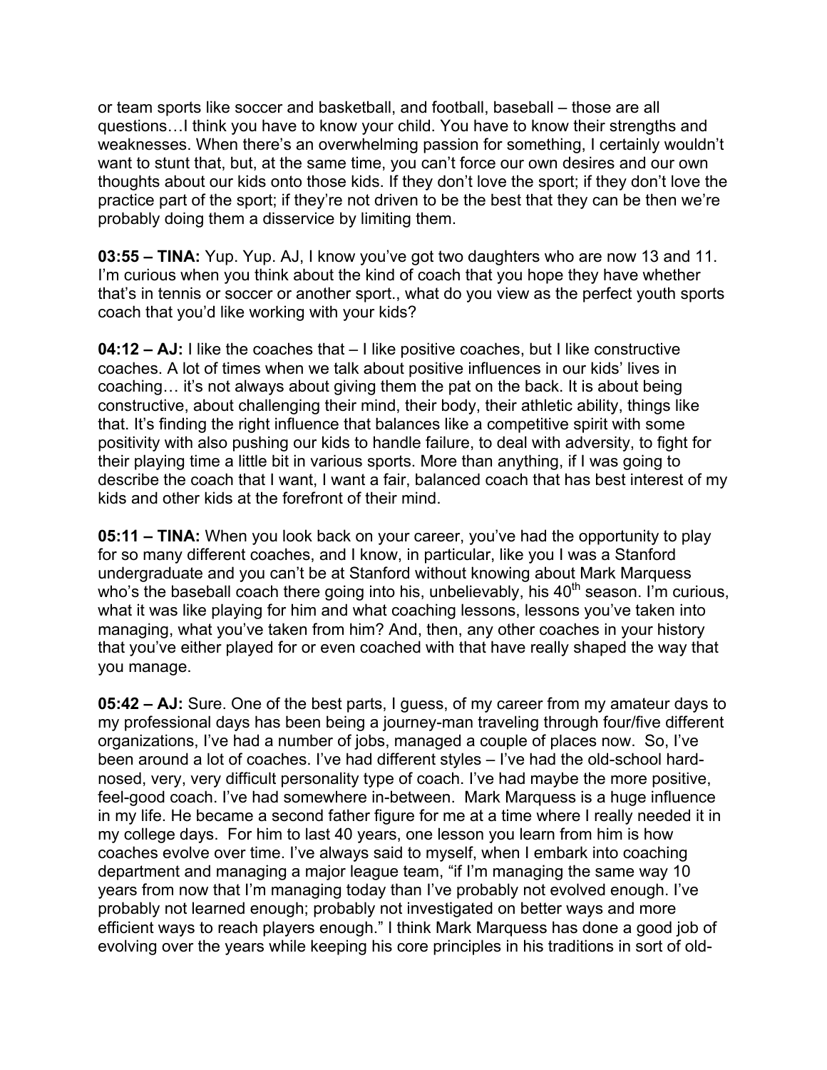or team sports like soccer and basketball, and football, baseball – those are all questions…I think you have to know your child. You have to know their strengths and weaknesses. When there's an overwhelming passion for something, I certainly wouldn't want to stunt that, but, at the same time, you can't force our own desires and our own thoughts about our kids onto those kids. If they don't love the sport; if they don't love the practice part of the sport; if they're not driven to be the best that they can be then we're probably doing them a disservice by limiting them.

**03:55 – TINA:** Yup. Yup. AJ, I know you've got two daughters who are now 13 and 11. I'm curious when you think about the kind of coach that you hope they have whether that's in tennis or soccer or another sport., what do you view as the perfect youth sports coach that you'd like working with your kids?

**04:12 – AJ:** I like the coaches that – I like positive coaches, but I like constructive coaches. A lot of times when we talk about positive influences in our kids' lives in coaching… it's not always about giving them the pat on the back. It is about being constructive, about challenging their mind, their body, their athletic ability, things like that. It's finding the right influence that balances like a competitive spirit with some positivity with also pushing our kids to handle failure, to deal with adversity, to fight for their playing time a little bit in various sports. More than anything, if I was going to describe the coach that I want, I want a fair, balanced coach that has best interest of my kids and other kids at the forefront of their mind.

**05:11 – TINA:** When you look back on your career, you've had the opportunity to play for so many different coaches, and I know, in particular, like you I was a Stanford undergraduate and you can't be at Stanford without knowing about Mark Marquess who's the baseball coach there going into his, unbelievably, his 40th season. I'm curious, what it was like playing for him and what coaching lessons, lessons you've taken into managing, what you've taken from him? And, then, any other coaches in your history that you've either played for or even coached with that have really shaped the way that you manage.

**05:42 – AJ:** Sure. One of the best parts, I guess, of my career from my amateur days to my professional days has been being a journey-man traveling through four/five different organizations, I've had a number of jobs, managed a couple of places now. So, I've been around a lot of coaches. I've had different styles – I've had the old-school hard-nosed, very, very difficult personality type of coach. I've had maybe the more positive, feel-good coach. I've had somewhere in-between. Mark Marquess is a huge influence in my life. He became a second father figure for me at a time where I really needed it in my college days. For him to last 40 years, one lesson you learn from him is how coaches evolve over time. I've always said to myself, when I embark into coaching department and managing a major league team, "if I'm managing the same way 10 years from now that I'm managing today than I've probably not evolved enough. I've probably not learned enough; probably not investigated on better ways and more efficient ways to reach players enough." I think Mark Marquess has done a good job of evolving over the years while keeping his core principles in his traditions in sort of old-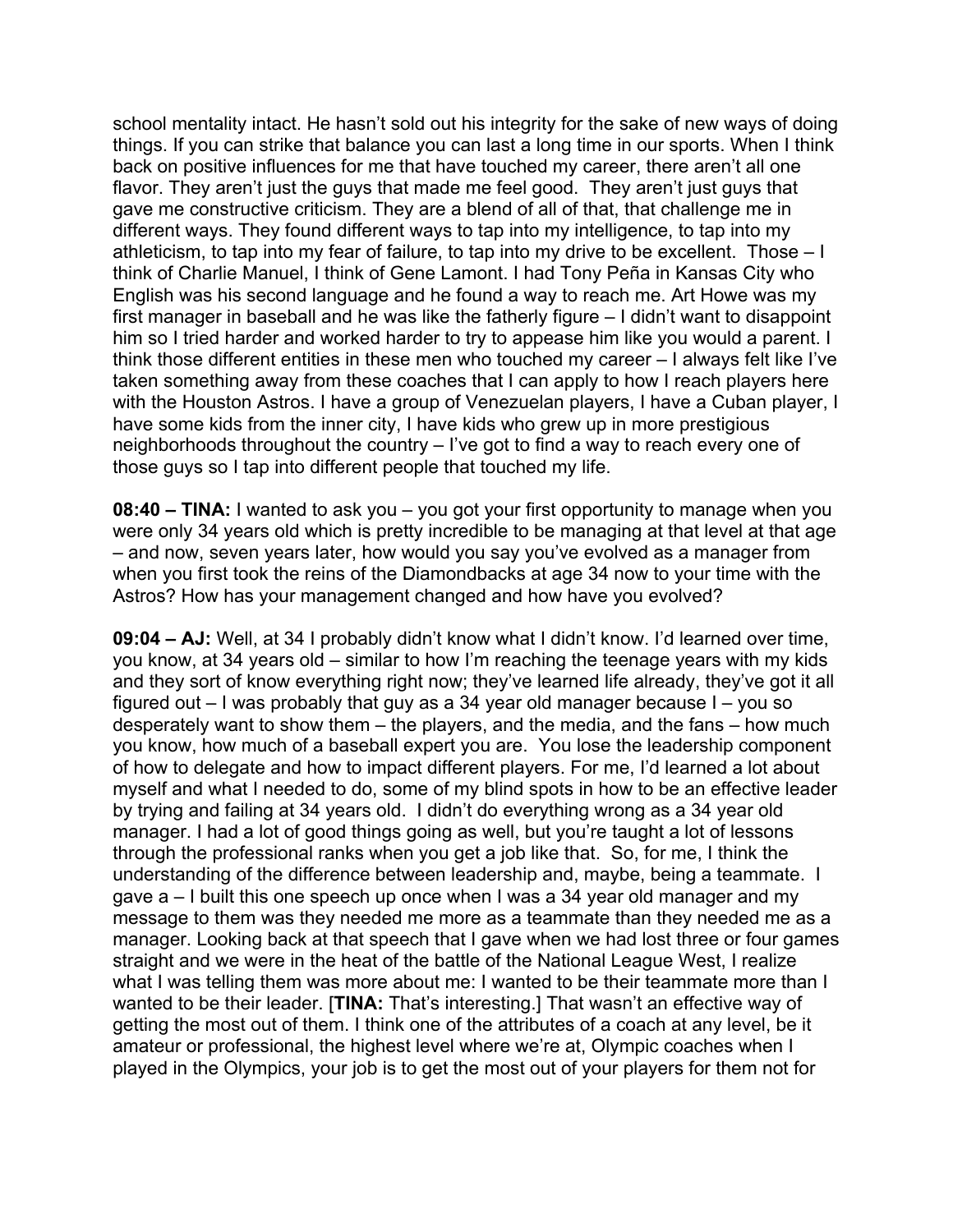school mentality intact. He hasn't sold out his integrity for the sake of new ways of doing things. If you can strike that balance you can last a long time in our sports. When I think back on positive influences for me that have touched my career, there aren't all one flavor. They aren't just the guys that made me feel good. They aren't just guys that gave me constructive criticism. They are a blend of all of that, that challenge me in different ways. They found different ways to tap into my intelligence, to tap into my athleticism, to tap into my fear of failure, to tap into my drive to be excellent. Those – I think of Charlie Manuel, I think of Gene Lamont. I had Tony Peña in Kansas City who English was his second language and he found a way to reach me. Art Howe was my first manager in baseball and he was like the fatherly figure – I didn't want to disappoint him so I tried harder and worked harder to try to appease him like you would a parent. I think those different entities in these men who touched my career – I always felt like I've taken something away from these coaches that I can apply to how I reach players here with the Houston Astros. I have a group of Venezuelan players, I have a Cuban player, I have some kids from the inner city, I have kids who grew up in more prestigious neighborhoods throughout the country – I've got to find a way to reach every one of those guys so I tap into different people that touched my life.

**08:40 – TINA:** I wanted to ask you – you got your first opportunity to manage when you were only 34 years old which is pretty incredible to be managing at that level at that age – and now, seven years later, how would you say you've evolved as a manager from when you first took the reins of the Diamondbacks at age 34 now to your time with the Astros? How has your management changed and how have you evolved?

**09:04 – AJ:** Well, at 34 I probably didn't know what I didn't know. I'd learned over time, you know, at 34 years old – similar to how I'm reaching the teenage years with my kids and they sort of know everything right now; they've learned life already, they've got it all figured out – I was probably that guy as a 34 year old manager because I – you so desperately want to show them – the players, and the media, and the fans – how much you know, how much of a baseball expert you are. You lose the leadership component of how to delegate and how to impact different players. For me, I'd learned a lot about myself and what I needed to do, some of my blind spots in how to be an effective leader by trying and failing at 34 years old. I didn't do everything wrong as a 34 year old manager. I had a lot of good things going as well, but you're taught a lot of lessons through the professional ranks when you get a job like that. So, for me, I think the understanding of the difference between leadership and, maybe, being a teammate. I gave a – I built this one speech up once when I was a 34 year old manager and my message to them was they needed me more as a teammate than they needed me as a manager. Looking back at that speech that I gave when we had lost three or four games straight and we were in the heat of the battle of the National League West, I realize what I was telling them was more about me: I wanted to be their teammate more than I wanted to be their leader. [**TINA:** That's interesting.] That wasn't an effective way of getting the most out of them. I think one of the attributes of a coach at any level, be it amateur or professional, the highest level where we're at, Olympic coaches when I played in the Olympics, your job is to get the most out of your players for them not for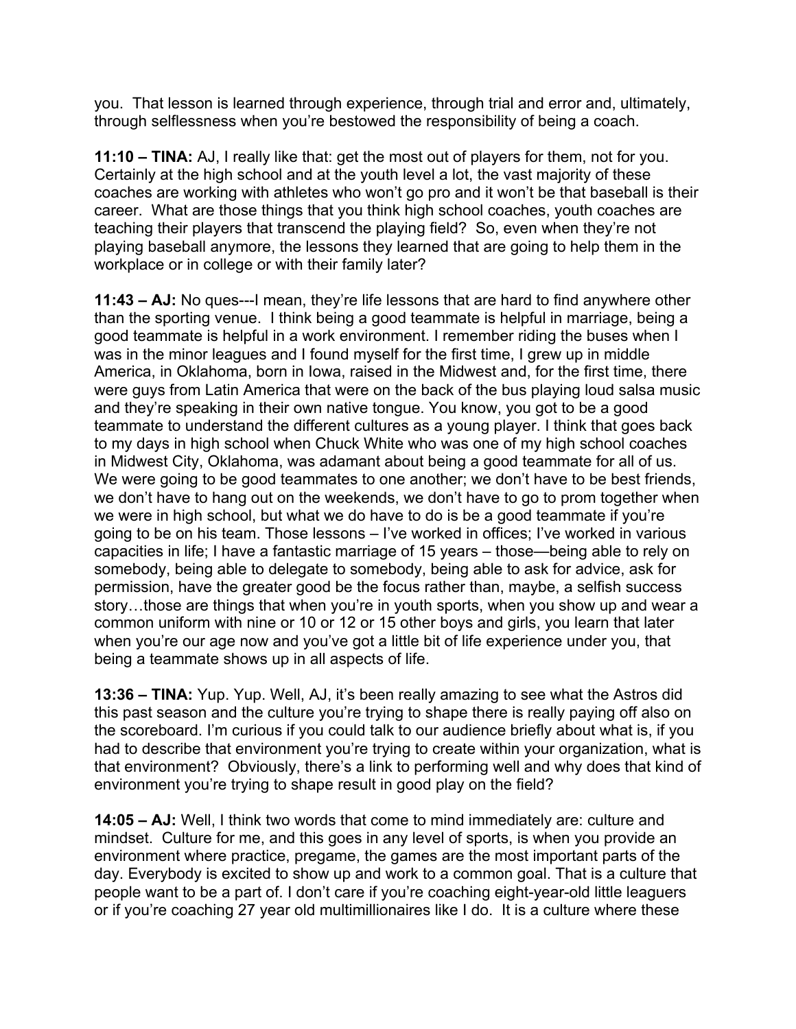you. That lesson is learned through experience, through trial and error and, ultimately, through selflessness when you're bestowed the responsibility of being a coach.

**11:10 – TINA:** AJ, I really like that: get the most out of players for them, not for you. Certainly at the high school and at the youth level a lot, the vast majority of these coaches are working with athletes who won't go pro and it won't be that baseball is their career. What are those things that you think high school coaches, youth coaches are teaching their players that transcend the playing field? So, even when they're not playing baseball anymore, the lessons they learned that are going to help them in the workplace or in college or with their family later?

**11:43 – AJ:** No ques---I mean, they're life lessons that are hard to find anywhere other than the sporting venue. I think being a good teammate is helpful in marriage, being a good teammate is helpful in a work environment. I remember riding the buses when I was in the minor leagues and I found myself for the first time, I grew up in middle America, in Oklahoma, born in Iowa, raised in the Midwest and, for the first time, there were guys from Latin America that were on the back of the bus playing loud salsa music and they're speaking in their own native tongue. You know, you got to be a good teammate to understand the different cultures as a young player. I think that goes back to my days in high school when Chuck White who was one of my high school coaches in Midwest City, Oklahoma, was adamant about being a good teammate for all of us. We were going to be good teammates to one another; we don't have to be best friends, we don't have to hang out on the weekends, we don't have to go to prom together when we were in high school, but what we do have to do is be a good teammate if you're going to be on his team. Those lessons – I've worked in offices; I've worked in various capacities in life; I have a fantastic marriage of 15 years – those—being able to rely on somebody, being able to delegate to somebody, being able to ask for advice, ask for permission, have the greater good be the focus rather than, maybe, a selfish success story…those are things that when you're in youth sports, when you show up and wear a common uniform with nine or 10 or 12 or 15 other boys and girls, you learn that later when you're our age now and you've got a little bit of life experience under you, that being a teammate shows up in all aspects of life.

**13:36 – TINA:** Yup. Yup. Well, AJ, it's been really amazing to see what the Astros did this past season and the culture you're trying to shape there is really paying off also on the scoreboard. I'm curious if you could talk to our audience briefly about what is, if you had to describe that environment you're trying to create within your organization, what is that environment? Obviously, there's a link to performing well and why does that kind of environment you're trying to shape result in good play on the field?

**14:05 – AJ:** Well, I think two words that come to mind immediately are: culture and mindset. Culture for me, and this goes in any level of sports, is when you provide an environment where practice, pregame, the games are the most important parts of the day. Everybody is excited to show up and work to a common goal. That is a culture that people want to be a part of. I don't care if you're coaching eight-year-old little leaguers or if you're coaching 27 year old multimillionaires like I do. It is a culture where these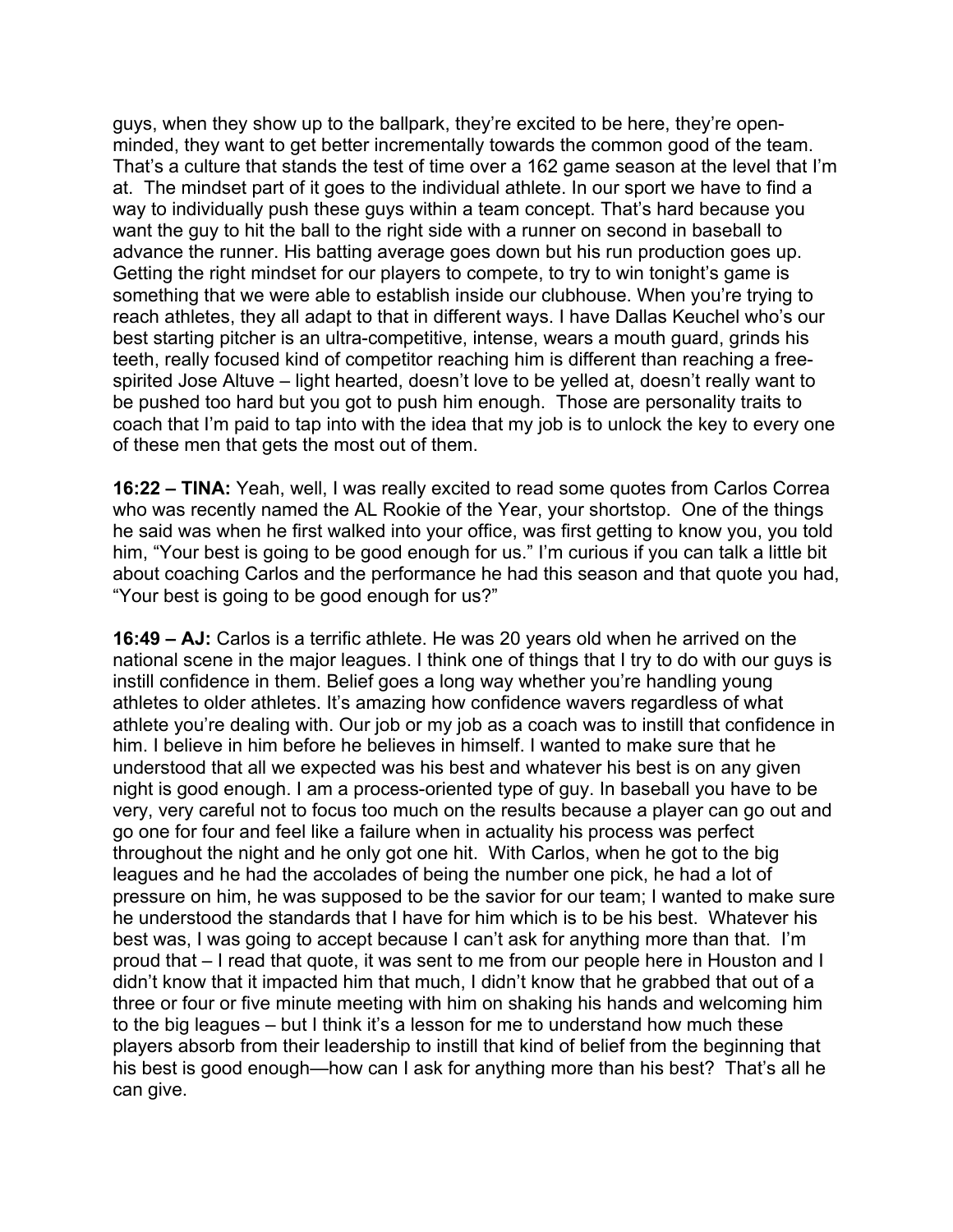guys, when they show up to the ballpark, they're excited to be here, they're open-minded, they want to get better incrementally towards the common good of the team. That's a culture that stands the test of time over a 162 game season at the level that I'm at. The mindset part of it goes to the individual athlete. In our sport we have to find a way to individually push these guys within a team concept. That's hard because you want the guy to hit the ball to the right side with a runner on second in baseball to advance the runner. His batting average goes down but his run production goes up. Getting the right mindset for our players to compete, to try to win tonight's game is something that we were able to establish inside our clubhouse. When you're trying to reach athletes, they all adapt to that in different ways. I have Dallas Keuchel who's our best starting pitcher is an ultra-competitive, intense, wears a mouth guard, grinds his teeth, really focused kind of competitor reaching him is different than reaching a free-spirited Jose Altuve – light hearted, doesn't love to be yelled at, doesn't really want to be pushed too hard but you got to push him enough. Those are personality traits to coach that I'm paid to tap into with the idea that my job is to unlock the key to every one of these men that gets the most out of them.

**16:22 – TINA:** Yeah, well, I was really excited to read some quotes from Carlos Correa who was recently named the AL Rookie of the Year, your shortstop. One of the things he said was when he first walked into your office, was first getting to know you, you told him, "Your best is going to be good enough for us." I'm curious if you can talk a little bit about coaching Carlos and the performance he had this season and that quote you had, "Your best is going to be good enough for us?"

**16:49 – AJ:** Carlos is a terrific athlete. He was 20 years old when he arrived on the national scene in the major leagues. I think one of things that I try to do with our guys is instill confidence in them. Belief goes a long way whether you're handling young athletes to older athletes. It's amazing how confidence wavers regardless of what athlete you're dealing with. Our job or my job as a coach was to instill that confidence in him. I believe in him before he believes in himself. I wanted to make sure that he understood that all we expected was his best and whatever his best is on any given night is good enough. I am a process-oriented type of guy. In baseball you have to be very, very careful not to focus too much on the results because a player can go out and go one for four and feel like a failure when in actuality his process was perfect throughout the night and he only got one hit. With Carlos, when he got to the big leagues and he had the accolades of being the number one pick, he had a lot of pressure on him, he was supposed to be the savior for our team; I wanted to make sure he understood the standards that I have for him which is to be his best. Whatever his best was, I was going to accept because I can't ask for anything more than that. I'm proud that – I read that quote, it was sent to me from our people here in Houston and I didn't know that it impacted him that much, I didn't know that he grabbed that out of a three or four or five minute meeting with him on shaking his hands and welcoming him to the big leagues – but I think it's a lesson for me to understand how much these players absorb from their leadership to instill that kind of belief from the beginning that his best is good enough—how can I ask for anything more than his best? That's all he can give.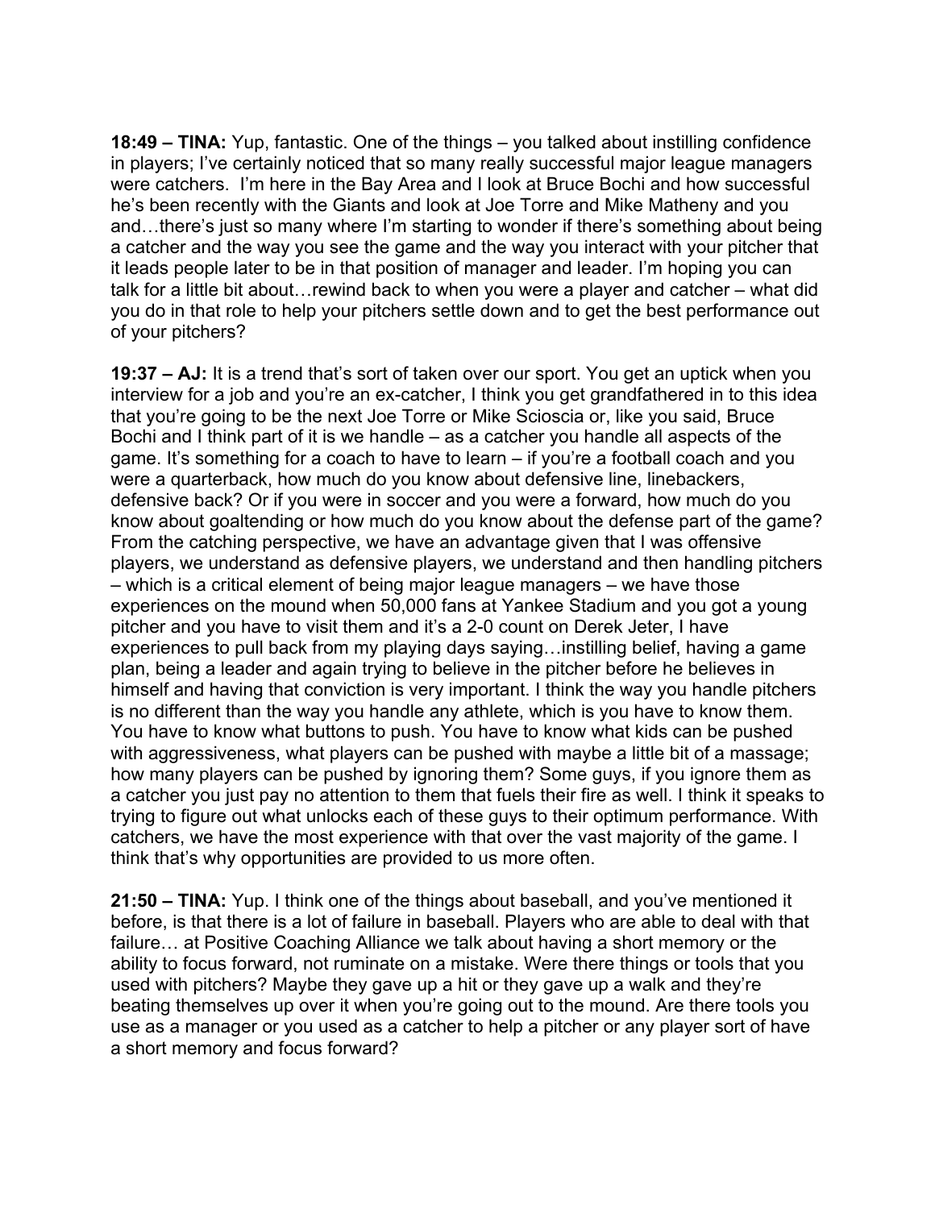**18:49 – TINA:** Yup, fantastic. One of the things – you talked about instilling confidence in players; I've certainly noticed that so many really successful major league managers were catchers. I'm here in the Bay Area and I look at Bruce Bochi and how successful he's been recently with the Giants and look at Joe Torre and Mike Matheny and you and…there's just so many where I'm starting to wonder if there's something about being a catcher and the way you see the game and the way you interact with your pitcher that it leads people later to be in that position of manager and leader. I'm hoping you can talk for a little bit about…rewind back to when you were a player and catcher – what did you do in that role to help your pitchers settle down and to get the best performance out of your pitchers?

**19:37 – AJ:** It is a trend that's sort of taken over our sport. You get an uptick when you interview for a job and you're an ex-catcher, I think you get grandfathered in to this idea that you're going to be the next Joe Torre or Mike Scioscia or, like you said, Bruce Bochi and I think part of it is we handle – as a catcher you handle all aspects of the game. It's something for a coach to have to learn – if you're a football coach and you were a quarterback, how much do you know about defensive line, linebackers, defensive back? Or if you were in soccer and you were a forward, how much do you know about goaltending or how much do you know about the defense part of the game? From the catching perspective, we have an advantage given that I was offensive players, we understand as defensive players, we understand and then handling pitchers – which is a critical element of being major league managers – we have those experiences on the mound when 50,000 fans at Yankee Stadium and you got a young pitcher and you have to visit them and it's a 2-0 count on Derek Jeter, I have experiences to pull back from my playing days saying…instilling belief, having a game plan, being a leader and again trying to believe in the pitcher before he believes in himself and having that conviction is very important. I think the way you handle pitchers is no different than the way you handle any athlete, which is you have to know them. You have to know what buttons to push. You have to know what kids can be pushed with aggressiveness, what players can be pushed with maybe a little bit of a massage; how many players can be pushed by ignoring them? Some guys, if you ignore them as a catcher you just pay no attention to them that fuels their fire as well. I think it speaks to trying to figure out what unlocks each of these guys to their optimum performance. With catchers, we have the most experience with that over the vast majority of the game. I think that's why opportunities are provided to us more often.

**21:50 – TINA:** Yup. I think one of the things about baseball, and you've mentioned it before, is that there is a lot of failure in baseball. Players who are able to deal with that failure… at Positive Coaching Alliance we talk about having a short memory or the ability to focus forward, not ruminate on a mistake. Were there things or tools that you used with pitchers? Maybe they gave up a hit or they gave up a walk and they're beating themselves up over it when you're going out to the mound. Are there tools you use as a manager or you used as a catcher to help a pitcher or any player sort of have a short memory and focus forward?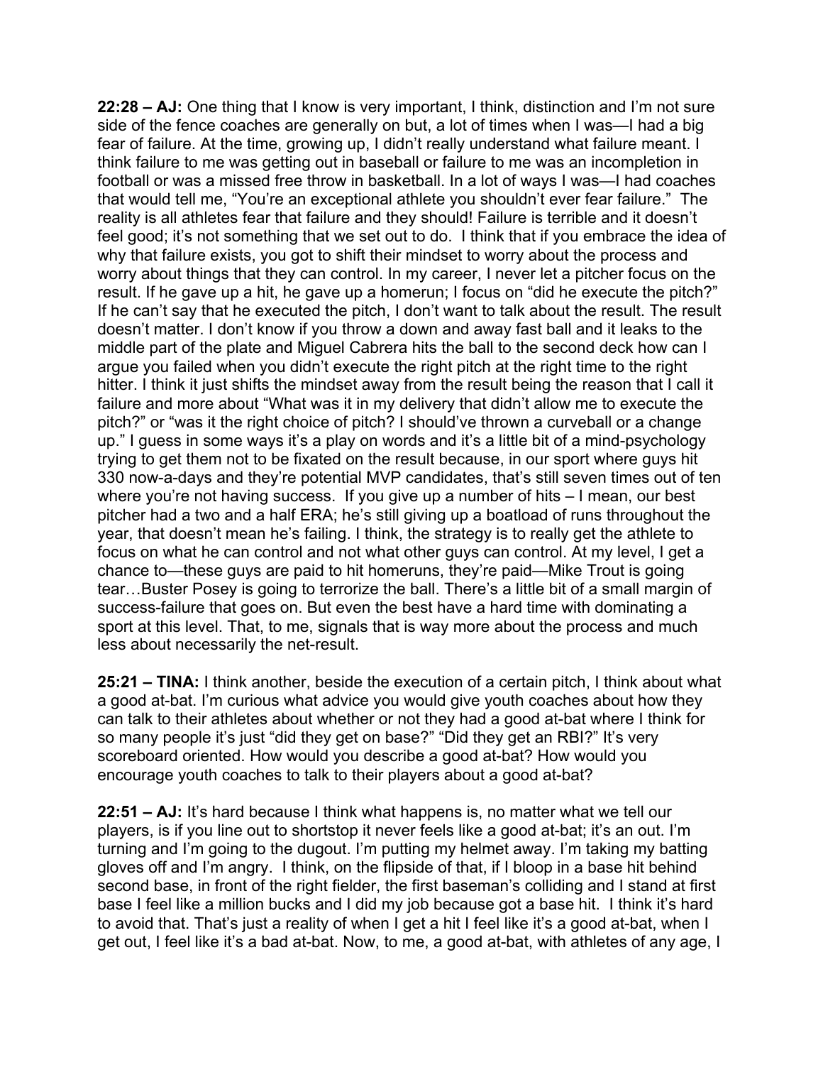**22:28 – AJ:** One thing that I know is very important, I think, distinction and I'm not sure side of the fence coaches are generally on but, a lot of times when I was—I had a big fear of failure. At the time, growing up, I didn't really understand what failure meant. I think failure to me was getting out in baseball or failure to me was an incompletion in football or was a missed free throw in basketball. In a lot of ways I was—I had coaches that would tell me, "You're an exceptional athlete you shouldn't ever fear failure." The reality is all athletes fear that failure and they should! Failure is terrible and it doesn't feel good; it's not something that we set out to do. I think that if you embrace the idea of why that failure exists, you got to shift their mindset to worry about the process and worry about things that they can control. In my career, I never let a pitcher focus on the result. If he gave up a hit, he gave up a homerun; I focus on "did he execute the pitch?" If he can't say that he executed the pitch, I don't want to talk about the result. The result doesn't matter. I don't know if you throw a down and away fast ball and it leaks to the middle part of the plate and Miguel Cabrera hits the ball to the second deck how can I argue you failed when you didn't execute the right pitch at the right time to the right hitter. I think it just shifts the mindset away from the result being the reason that I call it failure and more about "What was it in my delivery that didn't allow me to execute the pitch?" or "was it the right choice of pitch? I should've thrown a curveball or a change up." I guess in some ways it's a play on words and it's a little bit of a mind-psychology trying to get them not to be fixated on the result because, in our sport where guys hit 330 now-a-days and they're potential MVP candidates, that's still seven times out of ten where you're not having success. If you give up a number of hits – I mean, our best pitcher had a two and a half ERA; he's still giving up a boatload of runs throughout the year, that doesn't mean he's failing. I think, the strategy is to really get the athlete to focus on what he can control and not what other guys can control. At my level, I get a chance to—these guys are paid to hit homeruns, they're paid—Mike Trout is going tear…Buster Posey is going to terrorize the ball. There's a little bit of a small margin of success-failure that goes on. But even the best have a hard time with dominating a sport at this level. That, to me, signals that is way more about the process and much less about necessarily the net-result.

**25:21 – TINA:** I think another, beside the execution of a certain pitch, I think about what a good at-bat. I'm curious what advice you would give youth coaches about how they can talk to their athletes about whether or not they had a good at-bat where I think for so many people it's just "did they get on base?" "Did they get an RBI?" It's very scoreboard oriented. How would you describe a good at-bat? How would you encourage youth coaches to talk to their players about a good at-bat?

**22:51 – AJ:** It's hard because I think what happens is, no matter what we tell our players, is if you line out to shortstop it never feels like a good at-bat; it's an out. I'm turning and I'm going to the dugout. I'm putting my helmet away. I'm taking my batting gloves off and I'm angry. I think, on the flipside of that, if I bloop in a base hit behind second base, in front of the right fielder, the first baseman's colliding and I stand at first base I feel like a million bucks and I did my job because got a base hit. I think it's hard to avoid that. That's just a reality of when I get a hit I feel like it's a good at-bat, when I get out, I feel like it's a bad at-bat. Now, to me, a good at-bat, with athletes of any age, I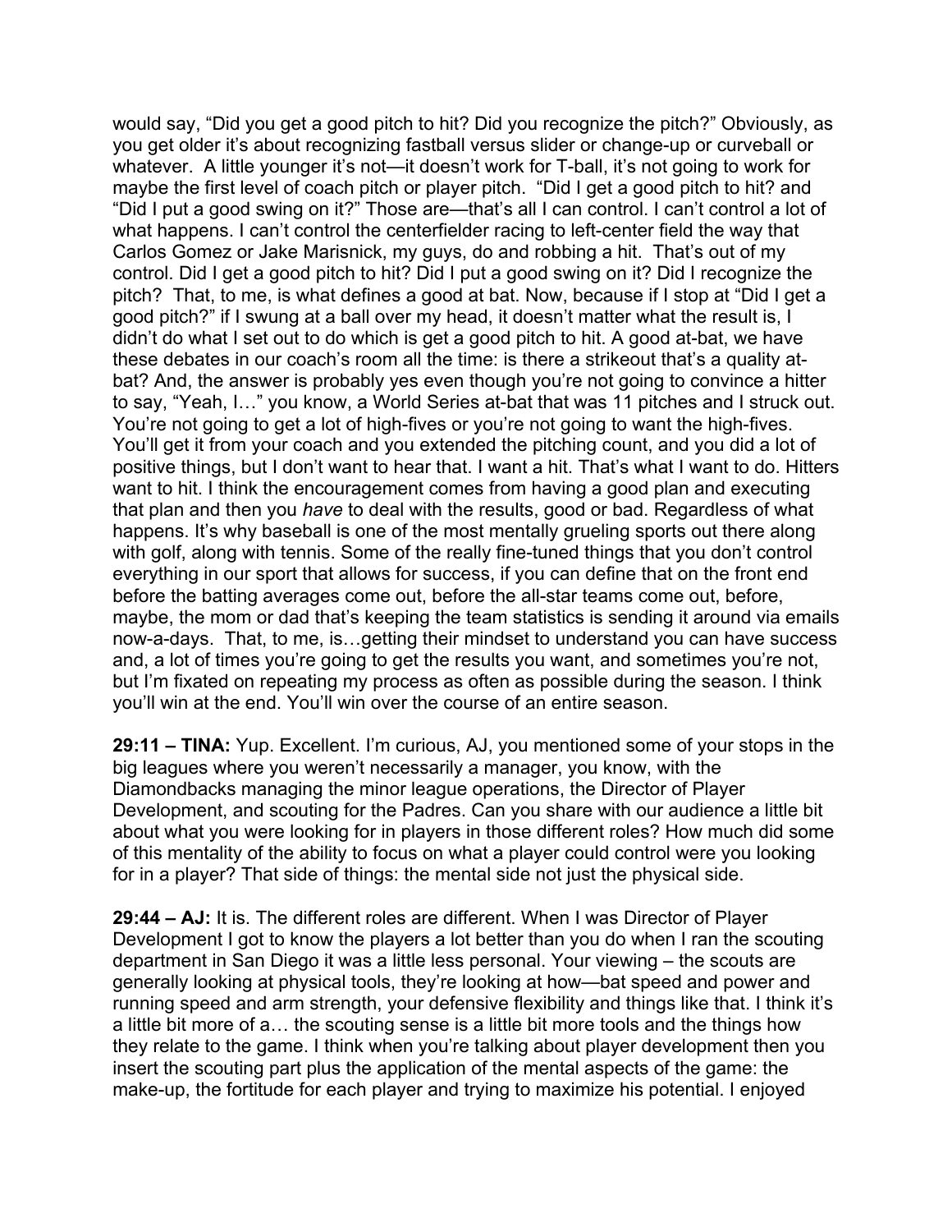would say, “Did you get a good pitch to hit? Did you recognize the pitch?” Obviously, as you get older it’s about recognizing fastball versus slider or change-up or curveball or whatever. A little younger it’s not—it doesn’t work for T-ball, it’s not going to work for maybe the first level of coach pitch or player pitch. “Did I get a good pitch to hit? and “Did I put a good swing on it?” Those are—that’s all I can control. I can’t control a lot of what happens. I can’t control the centerfielder racing to left-center field the way that Carlos Gomez or Jake Marisnick, my guys, do and robbing a hit. That’s out of my control. Did I get a good pitch to hit? Did I put a good swing on it? Did I recognize the pitch? That, to me, is what defines a good at bat. Now, because if I stop at “Did I get a good pitch?” if I swung at a ball over my head, it doesn’t matter what the result is, I didn’t do what I set out to do which is get a good pitch to hit. A good at-bat, we have these debates in our coach’s room all the time: is there a strikeout that’s a quality at-bat? And, the answer is probably yes even though you’re not going to convince a hitter to say, “Yeah, I…” you know, a World Series at-bat that was 11 pitches and I struck out. You’re not going to get a lot of high-fives or you’re not going to want the high-fives. You’ll get it from your coach and you extended the pitching count, and you did a lot of positive things, but I don’t want to hear that. I want a hit. That’s what I want to do. Hitters want to hit. I think the encouragement comes from having a good plan and executing that plan and then you *have* to deal with the results, good or bad. Regardless of what happens. It’s why baseball is one of the most mentally grueling sports out there along with golf, along with tennis. Some of the really fine-tuned things that you don’t control everything in our sport that allows for success, if you can define that on the front end before the batting averages come out, before the all-star teams come out, before, maybe, the mom or dad that’s keeping the team statistics is sending it around via emails now-a-days. That, to me, is…getting their mindset to understand you can have success and, a lot of times you’re going to get the results you want, and sometimes you’re not, but I’m fixated on repeating my process as often as possible during the season. I think you’ll win at the end. You’ll win over the course of an entire season.

**29:11 – TINA:** Yup. Excellent. I’m curious, AJ, you mentioned some of your stops in the big leagues where you weren’t necessarily a manager, you know, with the Diamondbacks managing the minor league operations, the Director of Player Development, and scouting for the Padres. Can you share with our audience a little bit about what you were looking for in players in those different roles? How much did some of this mentality of the ability to focus on what a player could control were you looking for in a player? That side of things: the mental side not just the physical side.

**29:44 – AJ:** It is. The different roles are different. When I was Director of Player Development I got to know the players a lot better than you do when I ran the scouting department in San Diego it was a little less personal. Your viewing – the scouts are generally looking at physical tools, they’re looking at how—bat speed and power and running speed and arm strength, your defensive flexibility and things like that. I think it’s a little bit more of a… the scouting sense is a little bit more tools and the things how they relate to the game. I think when you’re talking about player development then you insert the scouting part plus the application of the mental aspects of the game: the make-up, the fortitude for each player and trying to maximize his potential. I enjoyed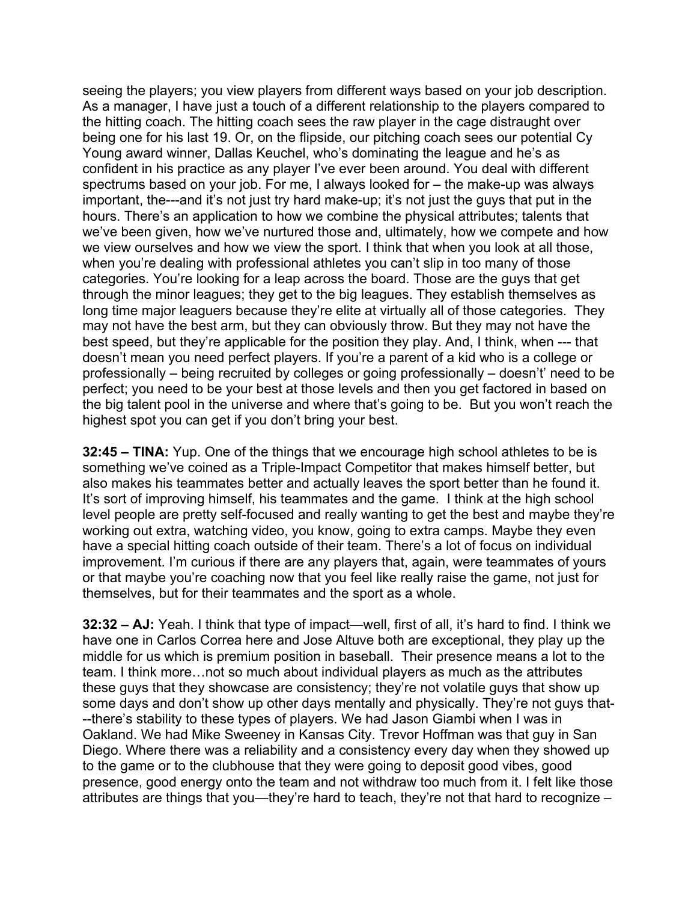seeing the players; you view players from different ways based on your job description. As a manager, I have just a touch of a different relationship to the players compared to the hitting coach. The hitting coach sees the raw player in the cage distraught over being one for his last 19. Or, on the flipside, our pitching coach sees our potential Cy Young award winner, Dallas Keuchel, who's dominating the league and he's as confident in his practice as any player I've ever been around. You deal with different spectrums based on your job. For me, I always looked for – the make-up was always important, the---and it's not just try hard make-up; it's not just the guys that put in the hours. There's an application to how we combine the physical attributes; talents that we've been given, how we've nurtured those and, ultimately, how we compete and how we view ourselves and how we view the sport. I think that when you look at all those, when you're dealing with professional athletes you can't slip in too many of those categories. You're looking for a leap across the board. Those are the guys that get through the minor leagues; they get to the big leagues. They establish themselves as long time major leaguers because they're elite at virtually all of those categories. They may not have the best arm, but they can obviously throw. But they may not have the best speed, but they're applicable for the position they play. And, I think, when --- that doesn't mean you need perfect players. If you're a parent of a kid who is a college or professionally – being recruited by colleges or going professionally – doesn't' need to be perfect; you need to be your best at those levels and then you get factored in based on the big talent pool in the universe and where that's going to be. But you won't reach the highest spot you can get if you don't bring your best.

**32:45 – TINA:** Yup. One of the things that we encourage high school athletes to be is something we've coined as a Triple-Impact Competitor that makes himself better, but also makes his teammates better and actually leaves the sport better than he found it. It's sort of improving himself, his teammates and the game. I think at the high school level people are pretty self-focused and really wanting to get the best and maybe they're working out extra, watching video, you know, going to extra camps. Maybe they even have a special hitting coach outside of their team. There's a lot of focus on individual improvement. I'm curious if there are any players that, again, were teammates of yours or that maybe you're coaching now that you feel like really raise the game, not just for themselves, but for their teammates and the sport as a whole.

**32:32 – AJ:** Yeah. I think that type of impact—well, first of all, it's hard to find. I think we have one in Carlos Correa here and Jose Altuve both are exceptional, they play up the middle for us which is premium position in baseball. Their presence means a lot to the team. I think more…not so much about individual players as much as the attributes these guys that they showcase are consistency; they're not volatile guys that show up some days and don't show up other days mentally and physically. They're not guys that---there's stability to these types of players. We had Jason Giambi when I was in Oakland. We had Mike Sweeney in Kansas City. Trevor Hoffman was that guy in San Diego. Where there was a reliability and a consistency every day when they showed up to the game or to the clubhouse that they were going to deposit good vibes, good presence, good energy onto the team and not withdraw too much from it. I felt like those attributes are things that you—they're hard to teach, they're not that hard to recognize –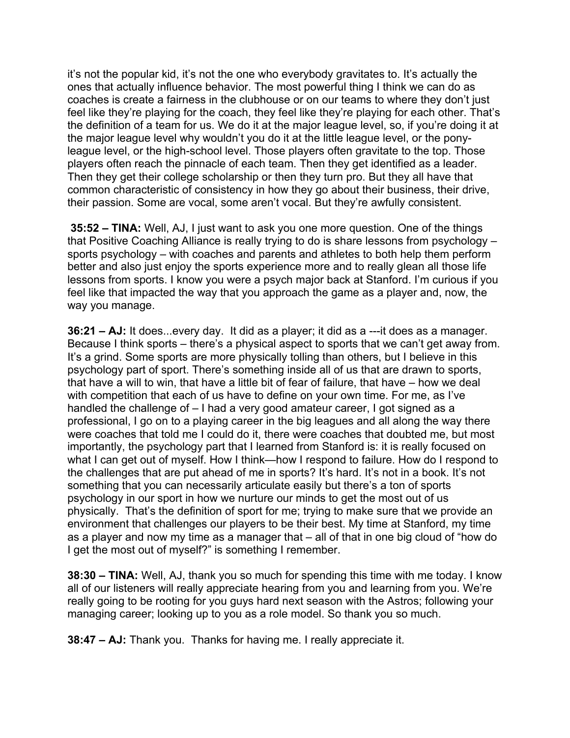it's not the popular kid, it's not the one who everybody gravitates to. It's actually the ones that actually influence behavior. The most powerful thing I think we can do as coaches is create a fairness in the clubhouse or on our teams to where they don't just feel like they're playing for the coach, they feel like they're playing for each other. That's the definition of a team for us. We do it at the major league level, so, if you're doing it at the major league level why wouldn't you do it at the little league level, or the pony-league level, or the high-school level. Those players often gravitate to the top. Those players often reach the pinnacle of each team. Then they get identified as a leader. Then they get their college scholarship or then they turn pro. But they all have that common characteristic of consistency in how they go about their business, their drive, their passion. Some are vocal, some aren't vocal. But they're awfully consistent.

**35:52 – TINA:** Well, AJ, I just want to ask you one more question. One of the things that Positive Coaching Alliance is really trying to do is share lessons from psychology – sports psychology – with coaches and parents and athletes to both help them perform better and also just enjoy the sports experience more and to really glean all those life lessons from sports. I know you were a psych major back at Stanford. I'm curious if you feel like that impacted the way that you approach the game as a player and, now, the way you manage.

**36:21 – AJ:** It does...every day. It did as a player; it did as a ---it does as a manager. Because I think sports – there's a physical aspect to sports that we can't get away from. It's a grind. Some sports are more physically tolling than others, but I believe in this psychology part of sport. There's something inside all of us that are drawn to sports, that have a will to win, that have a little bit of fear of failure, that have – how we deal with competition that each of us have to define on your own time. For me, as I've handled the challenge of – I had a very good amateur career, I got signed as a professional, I go on to a playing career in the big leagues and all along the way there were coaches that told me I could do it, there were coaches that doubted me, but most importantly, the psychology part that I learned from Stanford is: it is really focused on what I can get out of myself. How I think—how I respond to failure. How do I respond to the challenges that are put ahead of me in sports? It's hard. It's not in a book. It's not something that you can necessarily articulate easily but there's a ton of sports psychology in our sport in how we nurture our minds to get the most out of us physically. That's the definition of sport for me; trying to make sure that we provide an environment that challenges our players to be their best. My time at Stanford, my time as a player and now my time as a manager that – all of that in one big cloud of "how do I get the most out of myself?" is something I remember.

**38:30 – TINA:** Well, AJ, thank you so much for spending this time with me today. I know all of our listeners will really appreciate hearing from you and learning from you. We're really going to be rooting for you guys hard next season with the Astros; following your managing career; looking up to you as a role model. So thank you so much.

**38:47 – AJ:** Thank you. Thanks for having me. I really appreciate it.